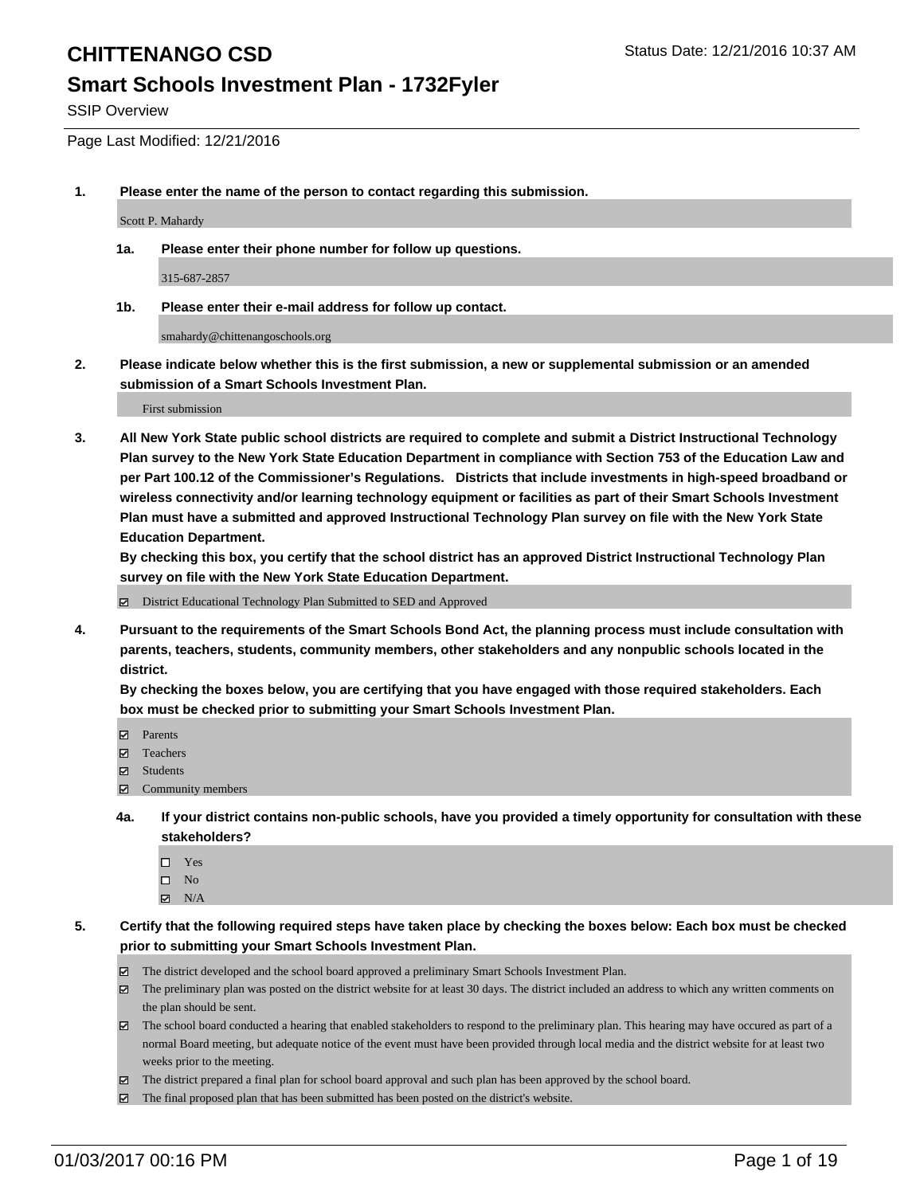# CHITTENANGO CSD

Status Date: 12/21/2016 10:37 AM

## Smart Schools Investment Plan - 1732Fyler

SSIP Overview

Page Last Modified: 12/21/2016

**1. Please enter the name of the person to contact regarding this submission.**

Scott P. Mahardy

**1a. Please enter their phone number for follow up questions.**

315-687-2857

**1b. Please enter their e-mail address for follow up contact.**

smahardy@chittenangoschools.org

**2. Please indicate below whether this is the first submission, a new or supplemental submission or an amended submission of a Smart Schools Investment Plan.**

First submission

**3. All New York State public school districts are required to complete and submit a District Instructional Technology Plan survey to the New York State Education Department in compliance with Section 753 of the Education Law and per Part 100.12 of the Commissioner's Regulations. Districts that include investments in high-speed broadband or wireless connectivity and/or learning technology equipment or facilities as part of their Smart Schools Investment Plan must have a submitted and approved Instructional Technology Plan survey on file with the New York State Education Department.**
**By checking this box, you certify that the school district has an approved District Instructional Technology Plan survey on file with the New York State Education Department.**

- [x] District Educational Technology Plan Submitted to SED and Approved

**4. Pursuant to the requirements of the Smart Schools Bond Act, the planning process must include consultation with parents, teachers, students, community members, other stakeholders and any nonpublic schools located in the district.**
**By checking the boxes below, you are certifying that you have engaged with those required stakeholders. Each box must be checked prior to submitting your Smart Schools Investment Plan.**

- [x] Parents
- [x] Teachers
- [x] Students
- [x] Community members

**4a. If your district contains non-public schools, have you provided a timely opportunity for consultation with these stakeholders?**

- [ ] Yes
- [ ] No
- [x] N/A

**5. Certify that the following required steps have taken place by checking the boxes below: Each box must be checked prior to submitting your Smart Schools Investment Plan.**

- [x] The district developed and the school board approved a preliminary Smart Schools Investment Plan.
- [x] The preliminary plan was posted on the district website for at least 30 days. The district included an address to which any written comments on the plan should be sent.
- [x] The school board conducted a hearing that enabled stakeholders to respond to the preliminary plan. This hearing may have occured as part of a normal Board meeting, but adequate notice of the event must have been provided through local media and the district website for at least two weeks prior to the meeting.
- [x] The district prepared a final plan for school board approval and such plan has been approved by the school board.
- [x] The final proposed plan that has been submitted has been posted on the district's website.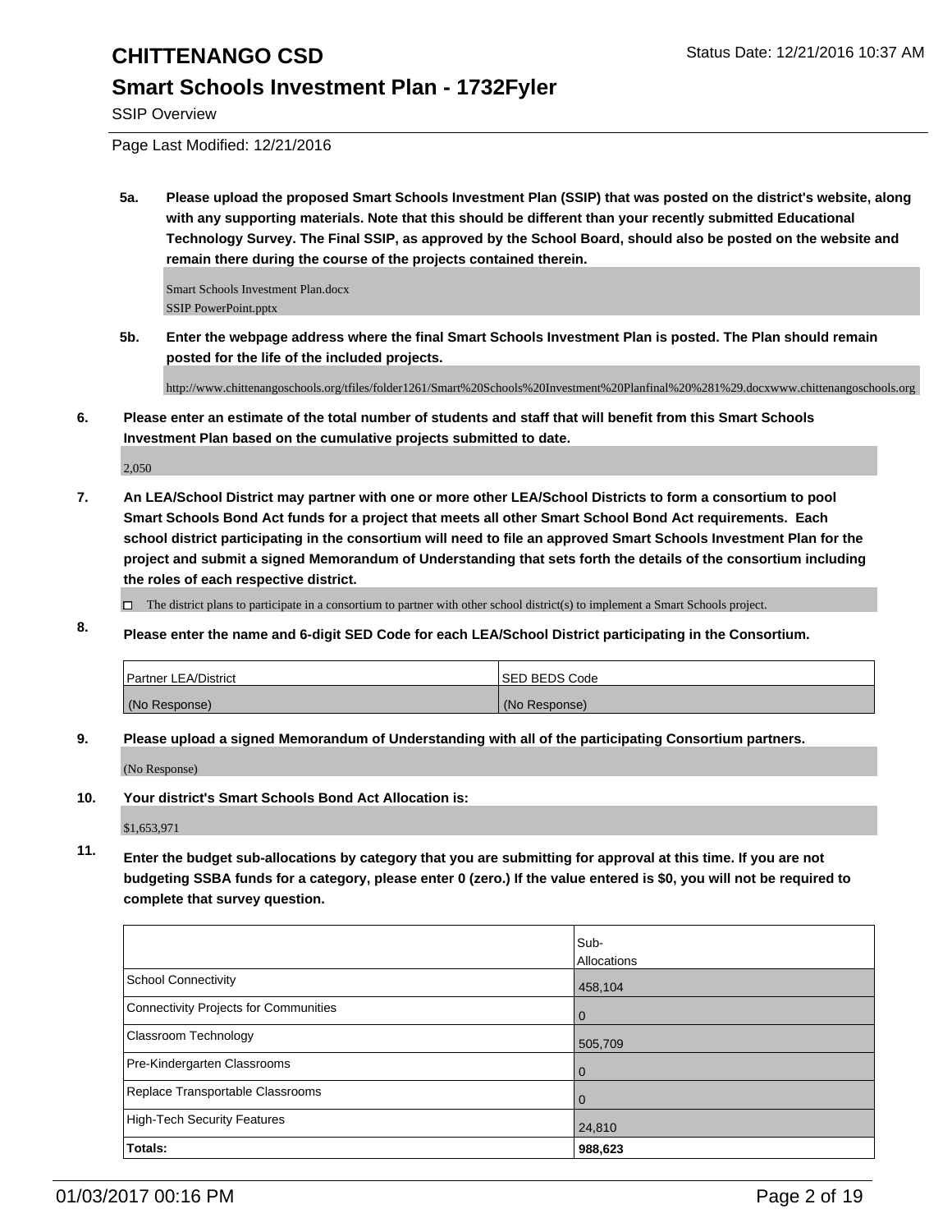**5a. Please upload the proposed Smart Schools Investment Plan (SSIP) that was posted on the district's website, along with any supporting materials. Note that this should be different than your recently submitted Educational Technology Survey. The Final SSIP, as approved by the School Board, should also be posted on the website and remain there during the course of the projects contained therein.**

Smart Schools Investment Plan.docx
SSIP PowerPoint.pptx

**5b. Enter the webpage address where the final Smart Schools Investment Plan is posted. The Plan should remain posted for the life of the included projects.**

http://www.chittenangoschools.org/tfiles/folder1261/Smart%20Schools%20Investment%20Planfinal%20%281%29.docxwww.chittenangoschools.org

**6. Please enter an estimate of the total number of students and staff that will benefit from this Smart Schools Investment Plan based on the cumulative projects submitted to date.**

2,050

**7. An LEA/School District may partner with one or more other LEA/School Districts to form a consortium to pool Smart Schools Bond Act funds for a project that meets all other Smart School Bond Act requirements. Each school district participating in the consortium will need to file an approved Smart Schools Investment Plan for the project and submit a signed Memorandum of Understanding that sets forth the details of the consortium including the roles of each respective district.**

☐ The district plans to participate in a consortium to partner with other school district(s) to implement a Smart Schools project.

**8. Please enter the name and 6-digit SED Code for each LEA/School District participating in the Consortium.**

| Partner LEA/District | SED BEDS Code |
|---|---|
| (No Response) | (No Response) |

**9. Please upload a signed Memorandum of Understanding with all of the participating Consortium partners.**

(No Response)

**10. Your district's Smart Schools Bond Act Allocation is:**

$1,653,971

**11. Enter the budget sub-allocations by category that you are submitting for approval at this time. If you are not budgeting SSBA funds for a category, please enter 0 (zero.) If the value entered is $0, you will not be required to complete that survey question.**

| | Sub-Allocations |
|---|---|
| School Connectivity | 458,104 |
| Connectivity Projects for Communities | 0 |
| Classroom Technology | 505,709 |
| Pre-Kindergarten Classrooms | 0 |
| Replace Transportable Classrooms | 0 |
| High-Tech Security Features | 24,810 |
| **Totals:** | **988,623** |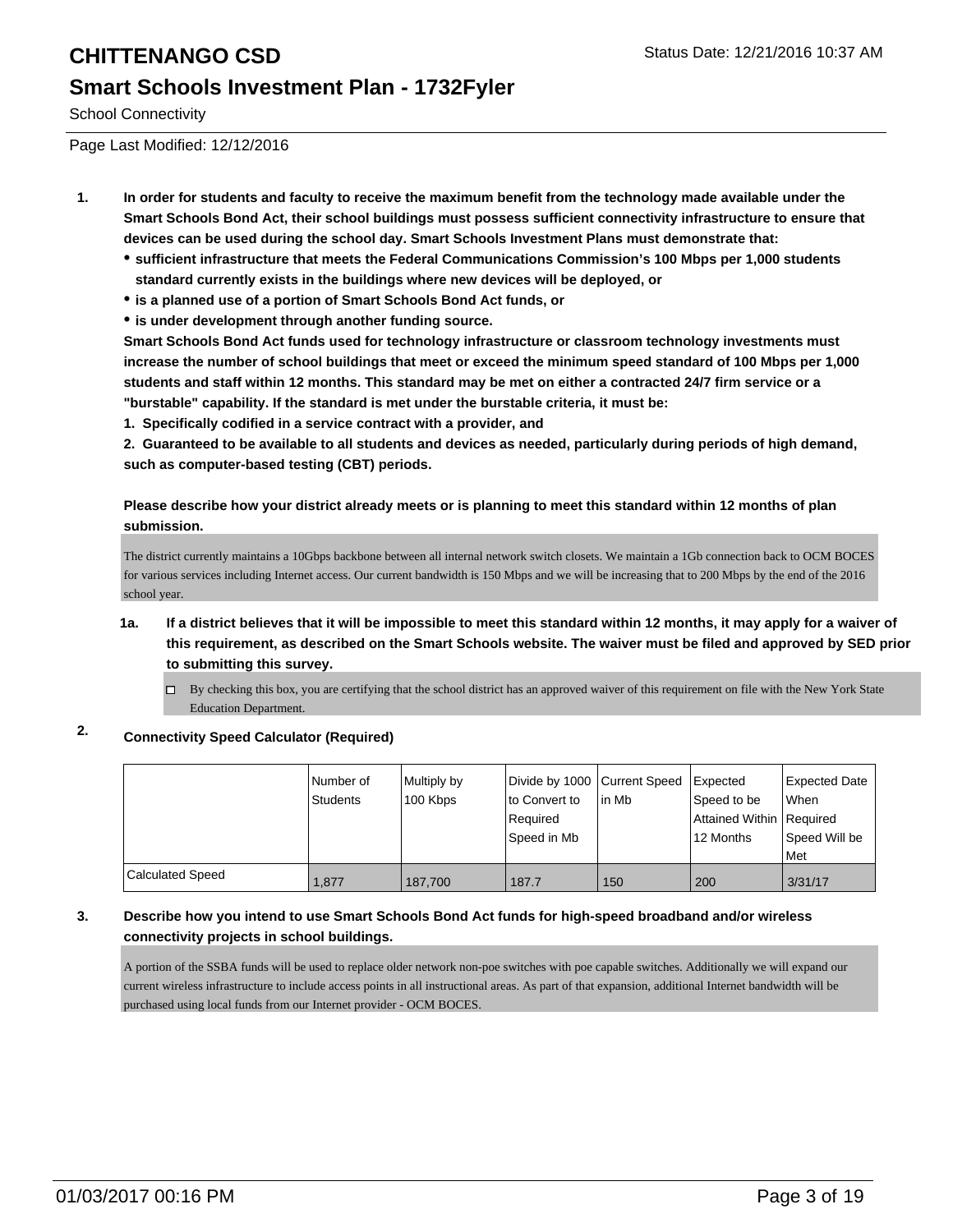# CHITTENANGO CSD

Status Date: 12/21/2016 10:37 AM

## Smart Schools Investment Plan - 1732Fyler

School Connectivity

Page Last Modified: 12/12/2016

1. **In order for students and faculty to receive the maximum benefit from the technology made available under the Smart Schools Bond Act, their school buildings must possess sufficient connectivity infrastructure to ensure that devices can be used during the school day. Smart Schools Investment Plans must demonstrate that:**
   - **sufficient infrastructure that meets the Federal Communications Commission's 100 Mbps per 1,000 students standard currently exists in the buildings where new devices will be deployed, or**
   - **is a planned use of a portion of Smart Schools Bond Act funds, or**
   - **is under development through another funding source.**

   **Smart Schools Bond Act funds used for technology infrastructure or classroom technology investments must increase the number of school buildings that meet or exceed the minimum speed standard of 100 Mbps per 1,000 students and staff within 12 months. This standard may be met on either a contracted 24/7 firm service or a "burstable" capability. If the standard is met under the burstable criteria, it must be:**

   **1. Specifically codified in a service contract with a provider, and**

   **2. Guaranteed to be available to all students and devices as needed, particularly during periods of high demand, such as computer-based testing (CBT) periods.**

   **Please describe how your district already meets or is planning to meet this standard within 12 months of plan submission.**

   The district currently maintains a 10Gbps backbone between all internal network switch closets. We maintain a 1Gb connection back to OCM BOCES for various services including Internet access. Our current bandwidth is 150 Mbps and we will be increasing that to 200 Mbps by the end of the 2016 school year.

   1a. **If a district believes that it will be impossible to meet this standard within 12 months, it may apply for a waiver of this requirement, as described on the Smart Schools website. The waiver must be filed and approved by SED prior to submitting this survey.**

   ☐ By checking this box, you are certifying that the school district has an approved waiver of this requirement on file with the New York State Education Department.

2. **Connectivity Speed Calculator (Required)**

| | Number of Students | Multiply by 100 Kbps | Divide by 1000 to Convert to Required Speed in Mb | Current Speed in Mb | Expected Speed to be Attained Within 12 Months | Expected Date When Required Speed Will be Met |
|---|---|---|---|---|---|---|
| Calculated Speed | 1,877 | 187,700 | 187.7 | 150 | 200 | 3/31/17 |

3. **Describe how you intend to use Smart Schools Bond Act funds for high-speed broadband and/or wireless connectivity projects in school buildings.**

   A portion of the SSBA funds will be used to replace older network non-poe switches with poe capable switches. Additionally we will expand our current wireless infrastructure to include access points in all instructional areas. As part of that expansion, additional Internet bandwidth will be purchased using local funds from our Internet provider - OCM BOCES.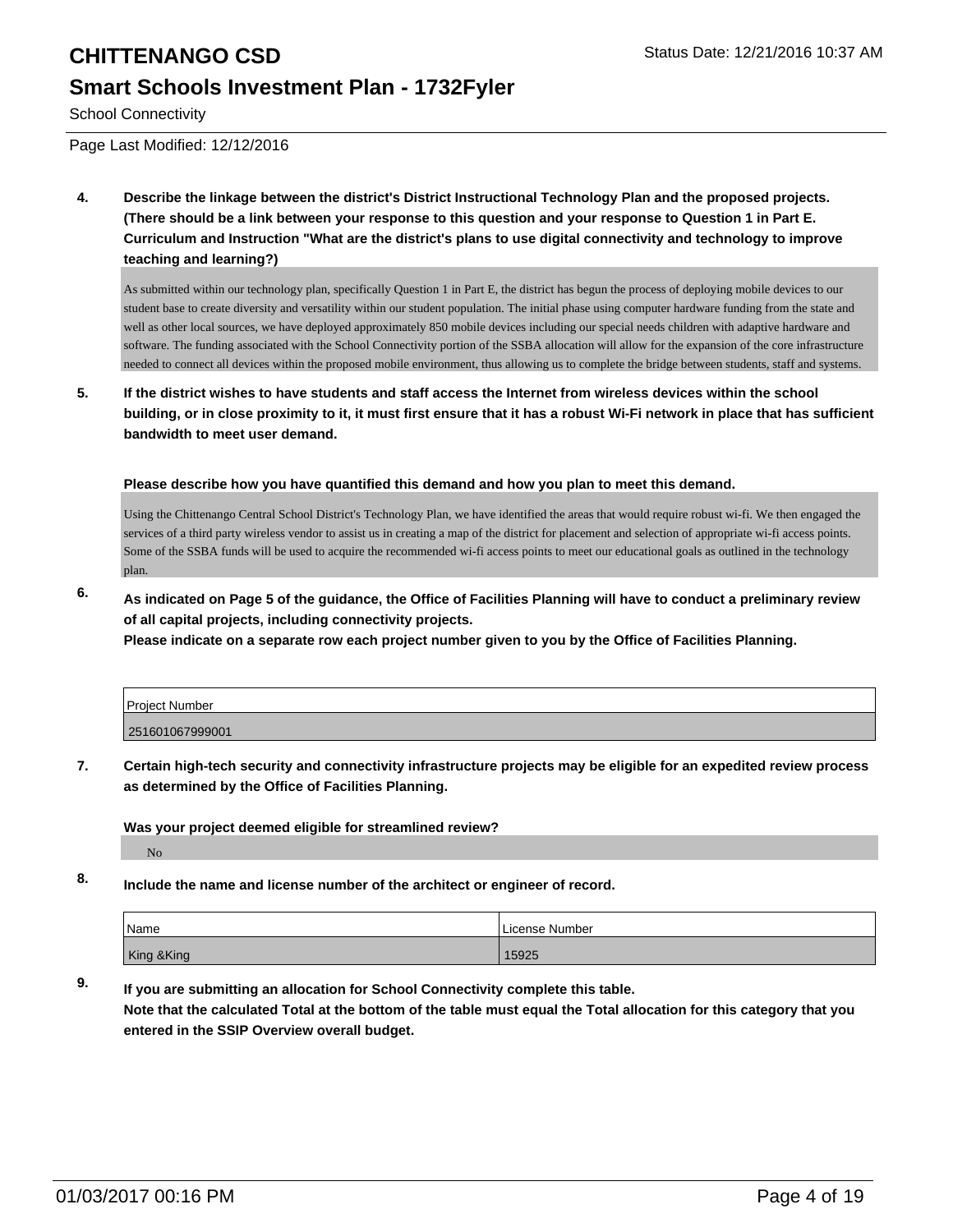# CHITTENANGO CSD

## Smart Schools Investment Plan - 1732Fyler

School Connectivity

Page Last Modified: 12/12/2016

**4. Describe the linkage between the district's District Instructional Technology Plan and the proposed projects. (There should be a link between your response to this question and your response to Question 1 in Part E. Curriculum and Instruction "What are the district's plans to use digital connectivity and technology to improve teaching and learning?)**

As submitted within our technology plan, specifically Question 1 in Part E, the district has begun the process of deploying mobile devices to our student base to create diversity and versatility within our student population. The initial phase using computer hardware funding from the state and well as other local sources, we have deployed approximately 850 mobile devices including our special needs children with adaptive hardware and software. The funding associated with the School Connectivity portion of the SSBA allocation will allow for the expansion of the core infrastructure needed to connect all devices within the proposed mobile environment, thus allowing us to complete the bridge between students, staff and systems.

**5. If the district wishes to have students and staff access the Internet from wireless devices within the school building, or in close proximity to it, it must first ensure that it has a robust Wi-Fi network in place that has sufficient bandwidth to meet user demand.**

**Please describe how you have quantified this demand and how you plan to meet this demand.**

Using the Chittenango Central School District's Technology Plan, we have identified the areas that would require robust wi-fi. We then engaged the services of a third party wireless vendor to assist us in creating a map of the district for placement and selection of appropriate wi-fi access points. Some of the SSBA funds will be used to acquire the recommended wi-fi access points to meet our educational goals as outlined in the technology plan.

**6. As indicated on Page 5 of the guidance, the Office of Facilities Planning will have to conduct a preliminary review of all capital projects, including connectivity projects.**
**Please indicate on a separate row each project number given to you by the Office of Facilities Planning.**

| Project Number |
| --- |
| 251601067999001 |

**7. Certain high-tech security and connectivity infrastructure projects may be eligible for an expedited review process as determined by the Office of Facilities Planning.**

**Was your project deemed eligible for streamlined review?**

No

**8. Include the name and license number of the architect or engineer of record.**

| Name | License Number |
| --- | --- |
| King &King | 15925 |

**9. If you are submitting an allocation for School Connectivity complete this table.**
**Note that the calculated Total at the bottom of the table must equal the Total allocation for this category that you entered in the SSIP Overview overall budget.**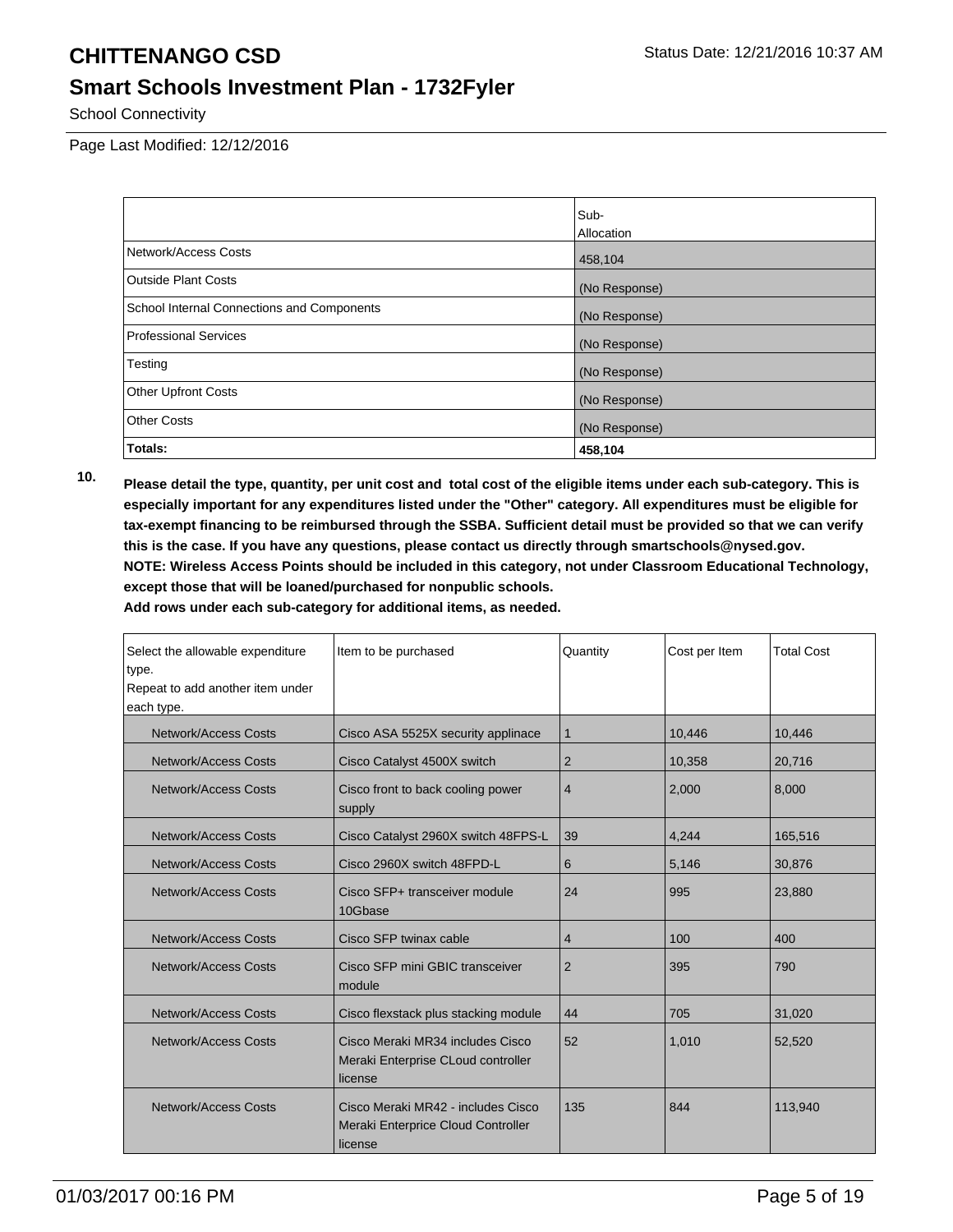| | Sub-Allocation |
|---|---|
| Network/Access Costs | 458,104 |
| Outside Plant Costs | (No Response) |
| School Internal Connections and Components | (No Response) |
| Professional Services | (No Response) |
| Testing | (No Response) |
| Other Upfront Costs | (No Response) |
| Other Costs | (No Response) |
| **Totals:** | **458,104** |

**10.** **Please detail the type, quantity, per unit cost and total cost of the eligible items under each sub-category. This is especially important for any expenditures listed under the "Other" category. All expenditures must be eligible for tax-exempt financing to be reimbursed through the SSBA. Sufficient detail must be provided so that we can verify this is the case. If you have any questions, please contact us directly through smartschools@nysed.gov.**
**NOTE: Wireless Access Points should be included in this category, not under Classroom Educational Technology, except those that will be loaned/purchased for nonpublic schools.**
**Add rows under each sub-category for additional items, as needed.**

| Select the allowable expenditure type. Repeat to add another item under each type. | Item to be purchased | Quantity | Cost per Item | Total Cost |
|---|---|---|---|---|
| Network/Access Costs | Cisco ASA 5525X security applinace | 1 | 10,446 | 10,446 |
| Network/Access Costs | Cisco Catalyst 4500X switch | 2 | 10,358 | 20,716 |
| Network/Access Costs | Cisco front to back cooling power supply | 4 | 2,000 | 8,000 |
| Network/Access Costs | Cisco Catalyst 2960X switch 48FPS-L | 39 | 4,244 | 165,516 |
| Network/Access Costs | Cisco 2960X switch 48FPD-L | 6 | 5,146 | 30,876 |
| Network/Access Costs | Cisco SFP+ transceiver module 10Gbase | 24 | 995 | 23,880 |
| Network/Access Costs | Cisco SFP twinax cable | 4 | 100 | 400 |
| Network/Access Costs | Cisco SFP mini GBIC transceiver module | 2 | 395 | 790 |
| Network/Access Costs | Cisco flexstack plus stacking module | 44 | 705 | 31,020 |
| Network/Access Costs | Cisco Meraki MR34 includes Cisco Meraki Enterprise CLoud controller license | 52 | 1,010 | 52,520 |
| Network/Access Costs | Cisco Meraki MR42 - includes Cisco Meraki Enterprise Cloud Controller license | 135 | 844 | 113,940 |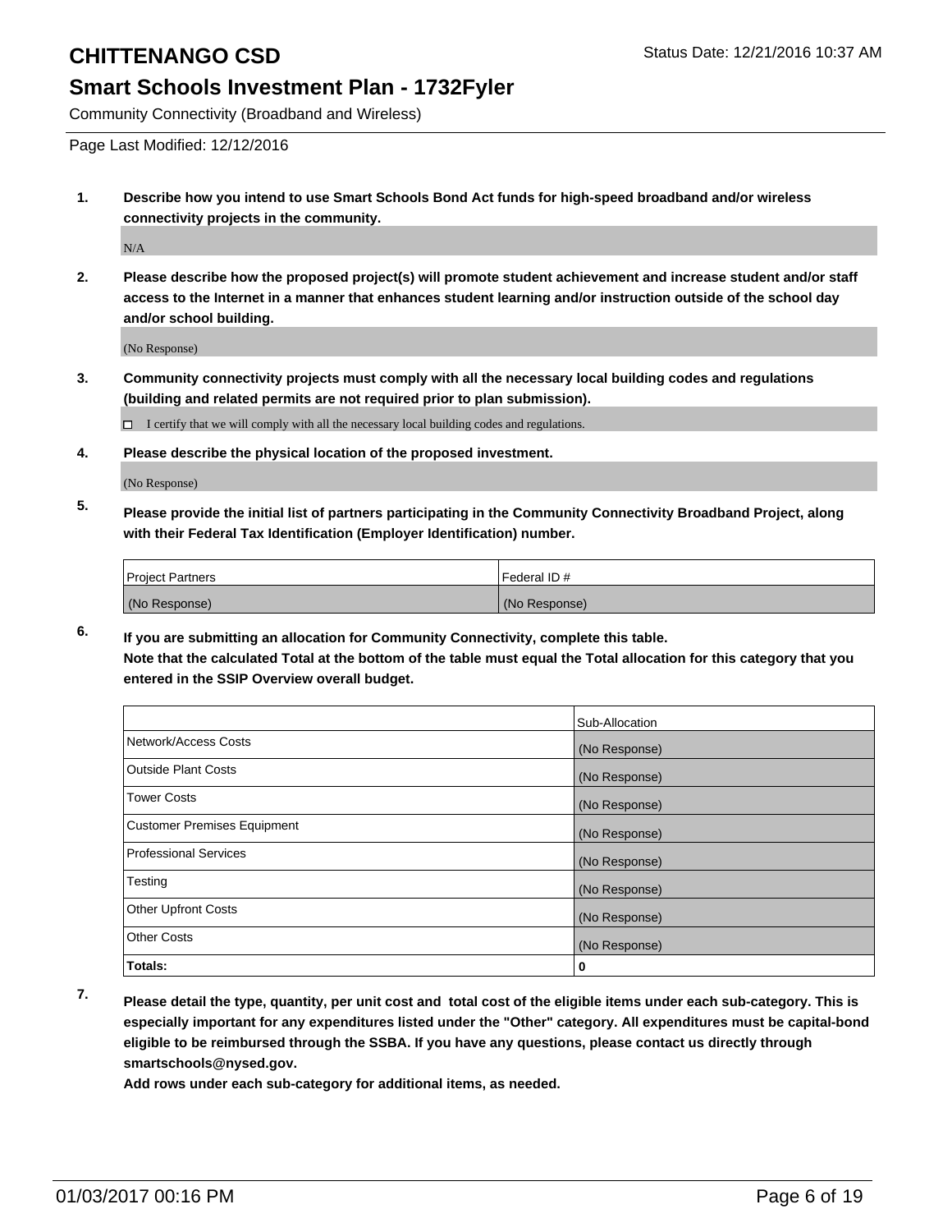# CHITTENANGO CSD

Status Date: 12/21/2016 10:37 AM

## Smart Schools Investment Plan - 1732Fyler

Community Connectivity (Broadband and Wireless)

Page Last Modified: 12/12/2016

1. **Describe how you intend to use Smart Schools Bond Act funds for high-speed broadband and/or wireless connectivity projects in the community.**

   N/A

2. **Please describe how the proposed project(s) will promote student achievement and increase student and/or staff access to the Internet in a manner that enhances student learning and/or instruction outside of the school day and/or school building.**

   (No Response)

3. **Community connectivity projects must comply with all the necessary local building codes and regulations (building and related permits are not required prior to plan submission).**

   ☐ I certify that we will comply with all the necessary local building codes and regulations.

4. **Please describe the physical location of the proposed investment.**

   (No Response)

5. **Please provide the initial list of partners participating in the Community Connectivity Broadband Project, along with their Federal Tax Identification (Employer Identification) number.**

| Project Partners | Federal ID # |
|---|---|
| (No Response) | (No Response) |

6. **If you are submitting an allocation for Community Connectivity, complete this table.**
   **Note that the calculated Total at the bottom of the table must equal the Total allocation for this category that you entered in the SSIP Overview overall budget.**

| | Sub-Allocation |
|---|---|
| Network/Access Costs | (No Response) |
| Outside Plant Costs | (No Response) |
| Tower Costs | (No Response) |
| Customer Premises Equipment | (No Response) |
| Professional Services | (No Response) |
| Testing | (No Response) |
| Other Upfront Costs | (No Response) |
| Other Costs | (No Response) |
| **Totals:** | **0** |

7. **Please detail the type, quantity, per unit cost and total cost of the eligible items under each sub-category. This is especially important for any expenditures listed under the "Other" category. All expenditures must be capital-bond eligible to be reimbursed through the SSBA. If you have any questions, please contact us directly through smartschools@nysed.gov.**
   **Add rows under each sub-category for additional items, as needed.**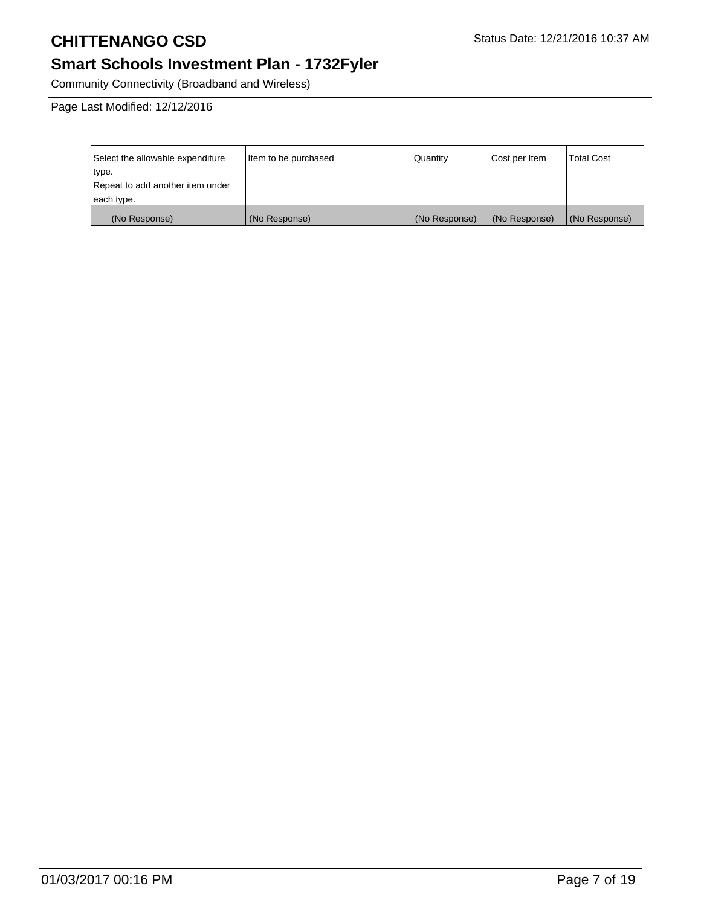# CHITTENANGO CSD

Status Date: 12/21/2016 10:37 AM

## Smart Schools Investment Plan - 1732Fyler

Community Connectivity (Broadband and Wireless)

Page Last Modified: 12/12/2016

| Select the allowable expenditure type. Repeat to add another item under each type. | Item to be purchased | Quantity | Cost per Item | Total Cost |
|---|---|---|---|---|
| (No Response) | (No Response) | (No Response) | (No Response) | (No Response) |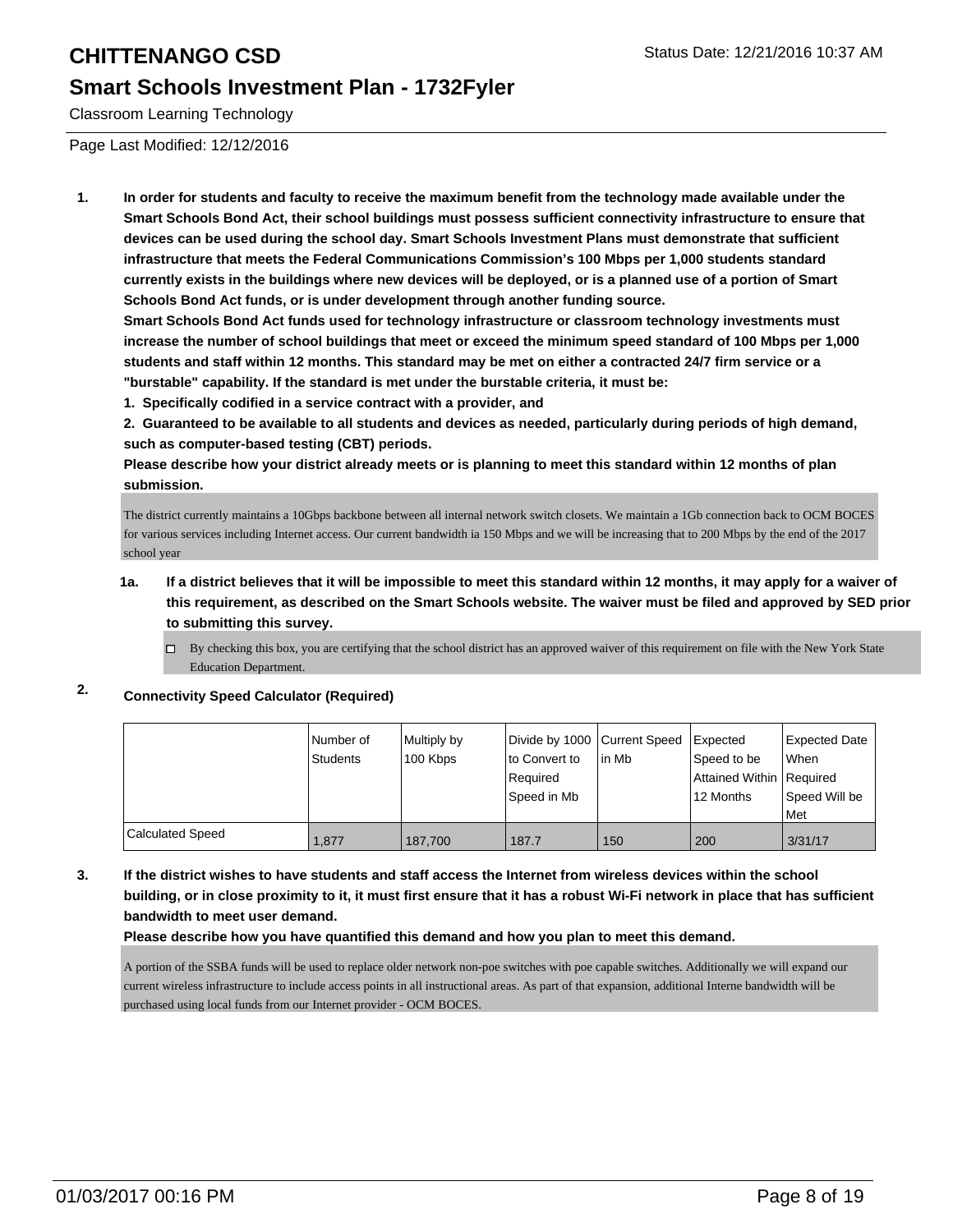Page Last Modified: 12/12/2016

**1. In order for students and faculty to receive the maximum benefit from the technology made available under the Smart Schools Bond Act, their school buildings must possess sufficient connectivity infrastructure to ensure that devices can be used during the school day. Smart Schools Investment Plans must demonstrate that sufficient infrastructure that meets the Federal Communications Commission's 100 Mbps per 1,000 students standard currently exists in the buildings where new devices will be deployed, or is a planned use of a portion of Smart Schools Bond Act funds, or is under development through another funding source.**

**Smart Schools Bond Act funds used for technology infrastructure or classroom technology investments must increase the number of school buildings that meet or exceed the minimum speed standard of 100 Mbps per 1,000 students and staff within 12 months. This standard may be met on either a contracted 24/7 firm service or a "burstable" capability. If the standard is met under the burstable criteria, it must be:**

**1. Specifically codified in a service contract with a provider, and**

**2. Guaranteed to be available to all students and devices as needed, particularly during periods of high demand, such as computer-based testing (CBT) periods.**

**Please describe how your district already meets or is planning to meet this standard within 12 months of plan submission.**

The district currently maintains a 10Gbps backbone between all internal network switch closets. We maintain a 1Gb connection back to OCM BOCES for various services including Internet access. Our current bandwidth ia 150 Mbps and we will be increasing that to 200 Mbps by the end of the 2017 school year

**1a. If a district believes that it will be impossible to meet this standard within 12 months, it may apply for a waiver of this requirement, as described on the Smart Schools website. The waiver must be filed and approved by SED prior to submitting this survey.**

- ☐ By checking this box, you are certifying that the school district has an approved waiver of this requirement on file with the New York State Education Department.

**2. Connectivity Speed Calculator (Required)**

| | Number of Students | Multiply by 100 Kbps | Divide by 1000 to Convert to Required Speed in Mb | Current Speed in Mb | Expected Speed to be Attained Within 12 Months | Expected Date When Required Speed Will be Met |
|---|---|---|---|---|---|---|
| Calculated Speed | 1,877 | 187,700 | 187.7 | 150 | 200 | 3/31/17 |

**3. If the district wishes to have students and staff access the Internet from wireless devices within the school building, or in close proximity to it, it must first ensure that it has a robust Wi-Fi network in place that has sufficient bandwidth to meet user demand.**

**Please describe how you have quantified this demand and how you plan to meet this demand.**

A portion of the SSBA funds will be used to replace older network non-poe switches with poe capable switches. Additionally we will expand our current wireless infrastructure to include access points in all instructional areas. As part of that expansion, additional Interne bandwidth will be purchased using local funds from our Internet provider - OCM BOCES.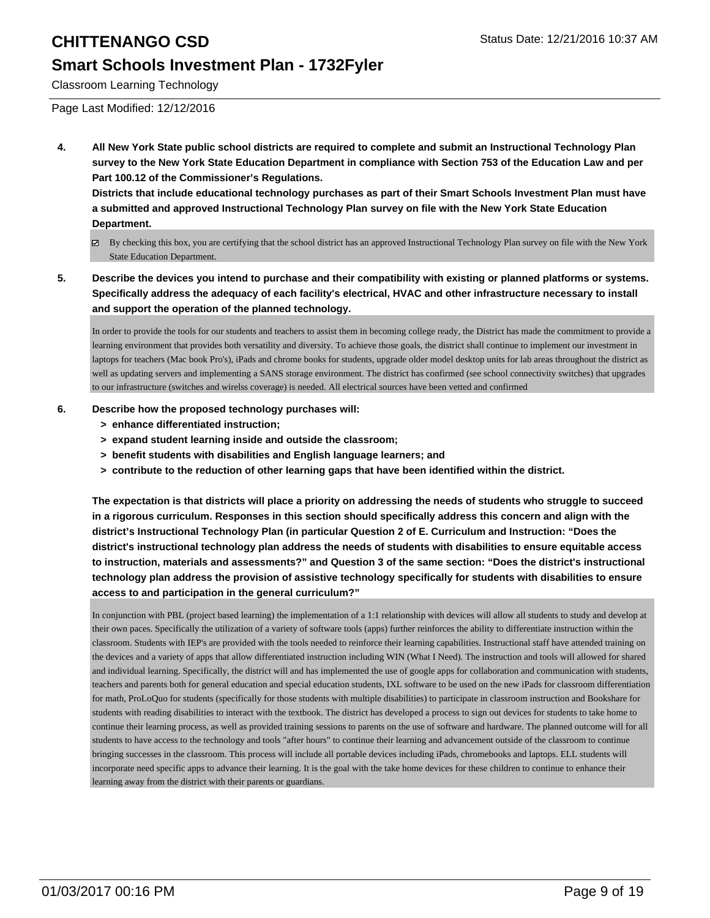# CHITTENANGO CSD

## Smart Schools Investment Plan - 1732Fyler

Classroom Learning Technology

Page Last Modified: 12/12/2016

**4. All New York State public school districts are required to complete and submit an Instructional Technology Plan survey to the New York State Education Department in compliance with Section 753 of the Education Law and per Part 100.12 of the Commissioner's Regulations.**

**Districts that include educational technology purchases as part of their Smart Schools Investment Plan must have a submitted and approved Instructional Technology Plan survey on file with the New York State Education Department.**

- [x] By checking this box, you are certifying that the school district has an approved Instructional Technology Plan survey on file with the New York State Education Department.

**5. Describe the devices you intend to purchase and their compatibility with existing or planned platforms or systems. Specifically address the adequacy of each facility's electrical, HVAC and other infrastructure necessary to install and support the operation of the planned technology.**

In order to provide the tools for our students and teachers to assist them in becoming college ready, the District has made the commitment to provide a learning environment that provides both versatility and diversity. To achieve those goals, the district shall continue to implement our investment in laptops for teachers (Mac book Pro's), iPads and chrome books for students, upgrade older model desktop units for lab areas throughout the district as well as updating servers and implementing a SANS storage environment. The district has confirmed (see school connectivity switches) that upgrades to our infrastructure (switches and wirelss coverage) is needed. All electrical sources have been vetted and confirmed

**6. Describe how the proposed technology purchases will:**

- **> enhance differentiated instruction;**
- **> expand student learning inside and outside the classroom;**
- **> benefit students with disabilities and English language learners; and**
- **> contribute to the reduction of other learning gaps that have been identified within the district.**

**The expectation is that districts will place a priority on addressing the needs of students who struggle to succeed in a rigorous curriculum. Responses in this section should specifically address this concern and align with the district's Instructional Technology Plan (in particular Question 2 of E. Curriculum and Instruction: "Does the district's instructional technology plan address the needs of students with disabilities to ensure equitable access to instruction, materials and assessments?" and Question 3 of the same section: "Does the district's instructional technology plan address the provision of assistive technology specifically for students with disabilities to ensure access to and participation in the general curriculum?"**

In conjunction with PBL (project based learning) the implementation of a 1:1 relationship with devices will allow all students to study and develop at their own paces. Specifically the utilization of a variety of software tools (apps) further reinforces the ability to differentiate instruction within the classroom. Students with IEP's are provided with the tools needed to reinforce their learning capabilities. Instructional staff have attended training on the devices and a variety of apps that allow differentiated instruction including WIN (What I Need). The instruction and tools will allowed for shared and individual learning. Specifically, the district will and has implemented the use of google apps for collaboration and communication with students, teachers and parents both for general education and special education students, IXL software to be used on the new iPads for classroom differentiation for math, ProLoQuo for students (specifically for those students with multiple disabilities) to participate in classroom instruction and Bookshare for students with reading disabilities to interact with the textbook. The district has developed a process to sign out devices for students to take home to continue their learning process, as well as provided training sessions to parents on the use of software and hardware. The planned outcome will for all students to have access to the technology and tools "after hours" to continue their learning and advancement outside of the classroom to continue bringing successes in the classroom. This process will include all portable devices including iPads, chromebooks and laptops. ELL students will incorporate need specific apps to advance their learning. It is the goal with the take home devices for these children to continue to enhance their learning away from the district with their parents or guardians.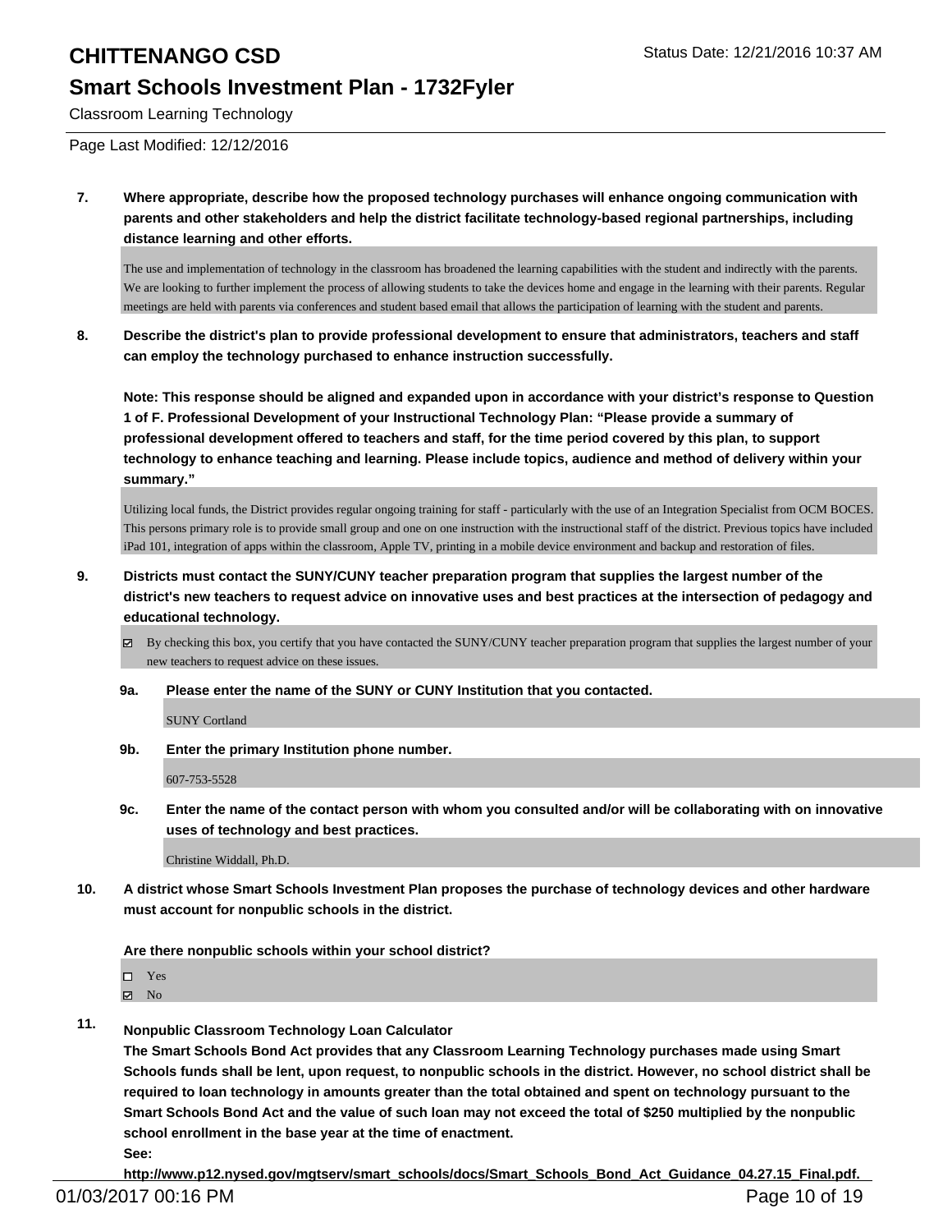**7. Where appropriate, describe how the proposed technology purchases will enhance ongoing communication with parents and other stakeholders and help the district facilitate technology-based regional partnerships, including distance learning and other efforts.**

The use and implementation of technology in the classroom has broadened the learning capabilities with the student and indirectly with the parents. We are looking to further implement the process of allowing students to take the devices home and engage in the learning with their parents. Regular meetings are held with parents via conferences and student based email that allows the participation of learning with the student and parents.

**8. Describe the district's plan to provide professional development to ensure that administrators, teachers and staff can employ the technology purchased to enhance instruction successfully.**

**Note: This response should be aligned and expanded upon in accordance with your district's response to Question 1 of F. Professional Development of your Instructional Technology Plan: "Please provide a summary of professional development offered to teachers and staff, for the time period covered by this plan, to support technology to enhance teaching and learning. Please include topics, audience and method of delivery within your summary."**

Utilizing local funds, the District provides regular ongoing training for staff - particularly with the use of an Integration Specialist from OCM BOCES. This persons primary role is to provide small group and one on one instruction with the instructional staff of the district. Previous topics have included iPad 101, integration of apps within the classroom, Apple TV, printing in a mobile device environment and backup and restoration of files.

**9. Districts must contact the SUNY/CUNY teacher preparation program that supplies the largest number of the district's new teachers to request advice on innovative uses and best practices at the intersection of pedagogy and educational technology.**

☑ By checking this box, you certify that you have contacted the SUNY/CUNY teacher preparation program that supplies the largest number of your new teachers to request advice on these issues.

**9a. Please enter the name of the SUNY or CUNY Institution that you contacted.**

SUNY Cortland

**9b. Enter the primary Institution phone number.**

607-753-5528

**9c. Enter the name of the contact person with whom you consulted and/or will be collaborating with on innovative uses of technology and best practices.**

Christine Widdall, Ph.D.

**10. A district whose Smart Schools Investment Plan proposes the purchase of technology devices and other hardware must account for nonpublic schools in the district.**

**Are there nonpublic schools within your school district?**

☐ Yes
☑ No

**11. Nonpublic Classroom Technology Loan Calculator**
**The Smart Schools Bond Act provides that any Classroom Learning Technology purchases made using Smart Schools funds shall be lent, upon request, to nonpublic schools in the district. However, no school district shall be required to loan technology in amounts greater than the total obtained and spent on technology pursuant to the Smart Schools Bond Act and the value of such loan may not exceed the total of $250 multiplied by the nonpublic school enrollment in the base year at the time of enactment.**
**See:**
**http://www.p12.nysed.gov/mgtserv/smart_schools/docs/Smart_Schools_Bond_Act_Guidance_04.27.15_Final.pdf.**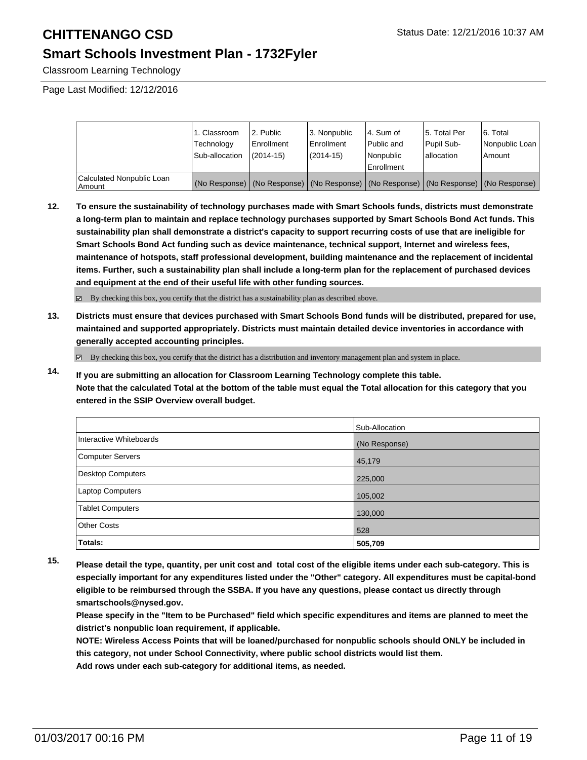|  | 1. Classroom Technology Sub-allocation | 2. Public Enrollment (2014-15) | 3. Nonpublic Enrollment (2014-15) | 4. Sum of Public and Nonpublic Enrollment | 5. Total Per Pupil Sub-allocation | 6. Total Nonpublic Loan Amount |
|---|---|---|---|---|---|---|
| Calculated Nonpublic Loan Amount | (No Response) | (No Response) | (No Response) | (No Response) | (No Response) | (No Response) |

**12. To ensure the sustainability of technology purchases made with Smart Schools funds, districts must demonstrate a long-term plan to maintain and replace technology purchases supported by Smart Schools Bond Act funds. This sustainability plan shall demonstrate a district's capacity to support recurring costs of use that are ineligible for Smart Schools Bond Act funding such as device maintenance, technical support, Internet and wireless fees, maintenance of hotspots, staff professional development, building maintenance and the replacement of incidental items. Further, such a sustainability plan shall include a long-term plan for the replacement of purchased devices and equipment at the end of their useful life with other funding sources.**

☑ By checking this box, you certify that the district has a sustainability plan as described above.

**13. Districts must ensure that devices purchased with Smart Schools Bond funds will be distributed, prepared for use, maintained and supported appropriately. Districts must maintain detailed device inventories in accordance with generally accepted accounting principles.**

☑ By checking this box, you certify that the district has a distribution and inventory management plan and system in place.

**14. If you are submitting an allocation for Classroom Learning Technology complete this table. Note that the calculated Total at the bottom of the table must equal the Total allocation for this category that you entered in the SSIP Overview overall budget.**

|  | Sub-Allocation |
|---|---|
| Interactive Whiteboards | (No Response) |
| Computer Servers | 45,179 |
| Desktop Computers | 225,000 |
| Laptop Computers | 105,002 |
| Tablet Computers | 130,000 |
| Other Costs | 528 |
| **Totals:** | **505,709** |

**15. Please detail the type, quantity, per unit cost and total cost of the eligible items under each sub-category. This is especially important for any expenditures listed under the "Other" category. All expenditures must be capital-bond eligible to be reimbursed through the SSBA. If you have any questions, please contact us directly through smartschools@nysed.gov.**

**Please specify in the "Item to be Purchased" field which specific expenditures and items are planned to meet the district's nonpublic loan requirement, if applicable.**

**NOTE: Wireless Access Points that will be loaned/purchased for nonpublic schools should ONLY be included in this category, not under School Connectivity, where public school districts would list them.**

**Add rows under each sub-category for additional items, as needed.**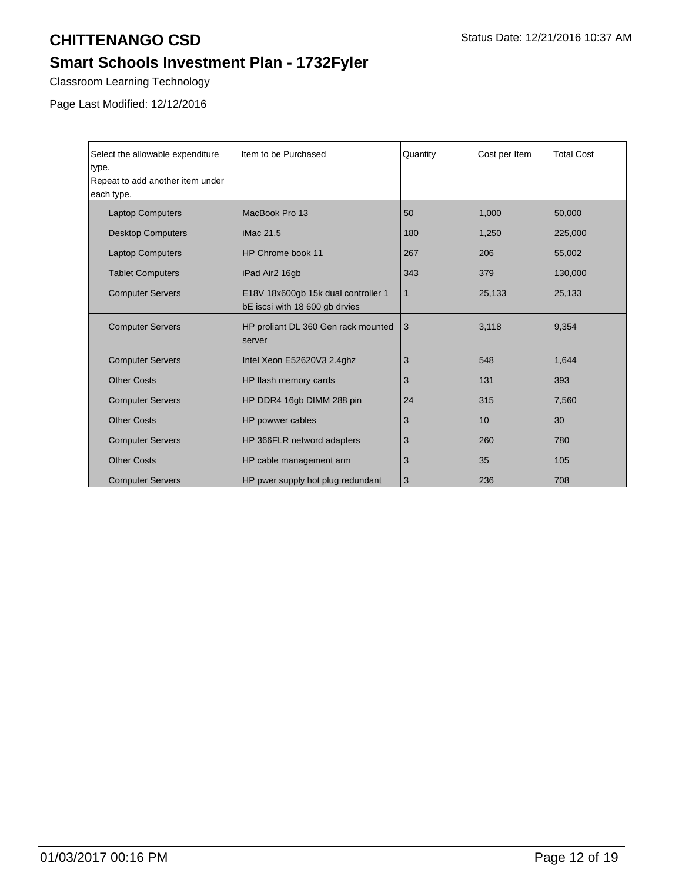# CHITTENANGO CSD

Status Date: 12/21/2016 10:37 AM

## Smart Schools Investment Plan - 1732Fyler

Classroom Learning Technology

Page Last Modified: 12/12/2016

| Select the allowable expenditure type.<br>Repeat to add another item under each type. | Item to be Purchased | Quantity | Cost per Item | Total Cost |
|---|---|---|---|---|
| Laptop Computers | MacBook Pro 13 | 50 | 1,000 | 50,000 |
| Desktop Computers | iMac 21.5 | 180 | 1,250 | 225,000 |
| Laptop Computers | HP Chrome book 11 | 267 | 206 | 55,002 |
| Tablet Computers | iPad Air2 16gb | 343 | 379 | 130,000 |
| Computer Servers | E18V 18x600gb 15k dual controller 1 bE iscsi with 18 600 gb drvies | 1 | 25,133 | 25,133 |
| Computer Servers | HP proliant DL 360 Gen rack mounted server | 3 | 3,118 | 9,354 |
| Computer Servers | Intel Xeon E52620V3 2.4ghz | 3 | 548 | 1,644 |
| Other Costs | HP flash memory cards | 3 | 131 | 393 |
| Computer Servers | HP DDR4 16gb DIMM 288 pin | 24 | 315 | 7,560 |
| Other Costs | HP powwer cables | 3 | 10 | 30 |
| Computer Servers | HP 366FLR netword adapters | 3 | 260 | 780 |
| Other Costs | HP cable management arm | 3 | 35 | 105 |
| Computer Servers | HP pwer supply hot plug redundant | 3 | 236 | 708 |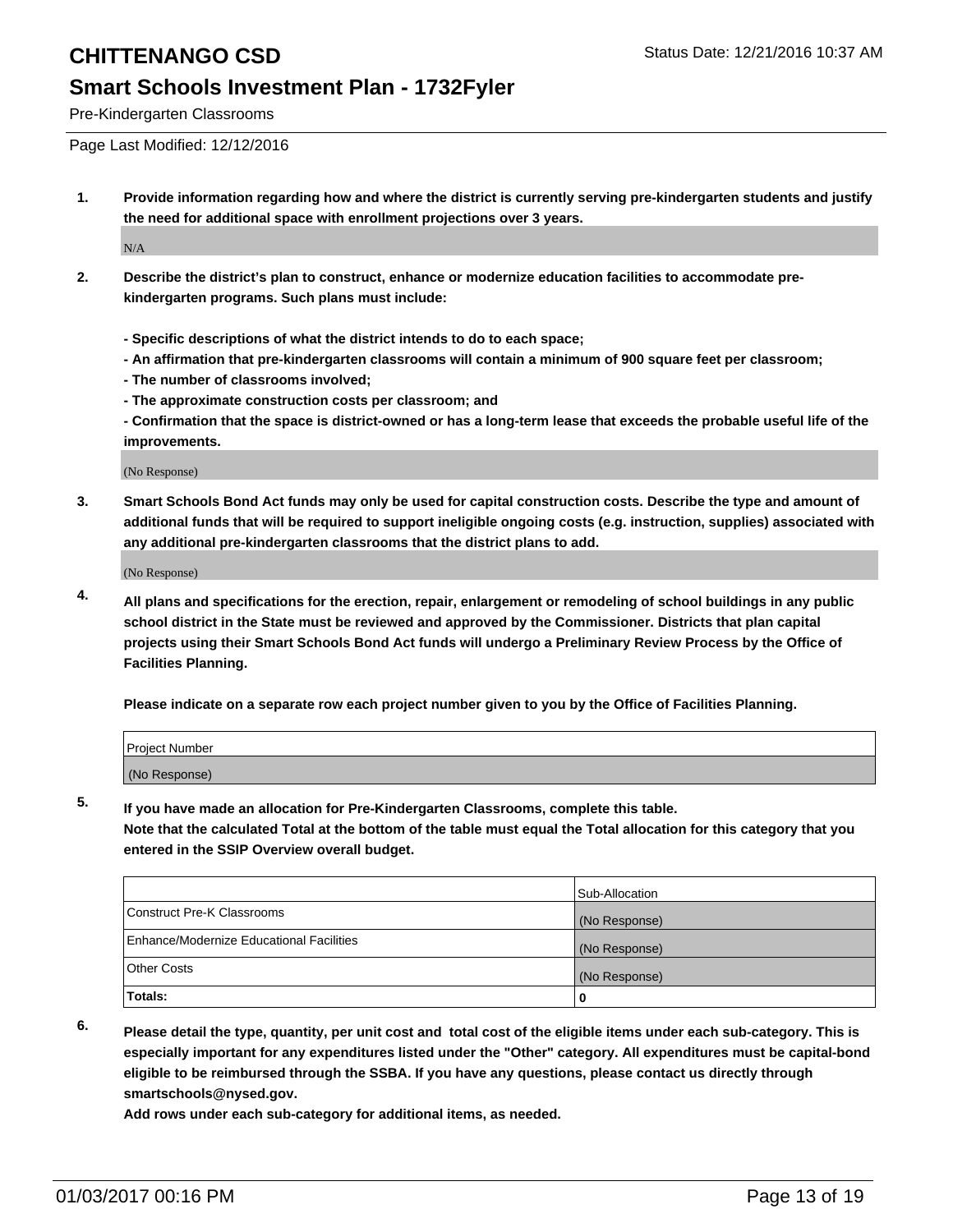Pre-Kindergarten Classrooms

Page Last Modified: 12/12/2016

1. **Provide information regarding how and where the district is currently serving pre-kindergarten students and justify the need for additional space with enrollment projections over 3 years.**

   N/A

2. **Describe the district's plan to construct, enhance or modernize education facilities to accommodate pre-kindergarten programs. Such plans must include:**

   **- Specific descriptions of what the district intends to do to each space;**
   **- An affirmation that pre-kindergarten classrooms will contain a minimum of 900 square feet per classroom;**
   **- The number of classrooms involved;**
   **- The approximate construction costs per classroom; and**
   **- Confirmation that the space is district-owned or has a long-term lease that exceeds the probable useful life of the improvements.**

   (No Response)

3. **Smart Schools Bond Act funds may only be used for capital construction costs. Describe the type and amount of additional funds that will be required to support ineligible ongoing costs (e.g. instruction, supplies) associated with any additional pre-kindergarten classrooms that the district plans to add.**

   (No Response)

4. **All plans and specifications for the erection, repair, enlargement or remodeling of school buildings in any public school district in the State must be reviewed and approved by the Commissioner. Districts that plan capital projects using their Smart Schools Bond Act funds will undergo a Preliminary Review Process by the Office of Facilities Planning.**

   **Please indicate on a separate row each project number given to you by the Office of Facilities Planning.**

| Project Number |
|---|
| (No Response) |

5. **If you have made an allocation for Pre-Kindergarten Classrooms, complete this table. Note that the calculated Total at the bottom of the table must equal the Total allocation for this category that you entered in the SSIP Overview overall budget.**

| | Sub-Allocation |
|---|---|
| Construct Pre-K Classrooms | (No Response) |
| Enhance/Modernize Educational Facilities | (No Response) |
| Other Costs | (No Response) |
| **Totals:** | 0 |

6. **Please detail the type, quantity, per unit cost and total cost of the eligible items under each sub-category. This is especially important for any expenditures listed under the "Other" category. All expenditures must be capital-bond eligible to be reimbursed through the SSBA. If you have any questions, please contact us directly through smartschools@nysed.gov.**
   **Add rows under each sub-category for additional items, as needed.**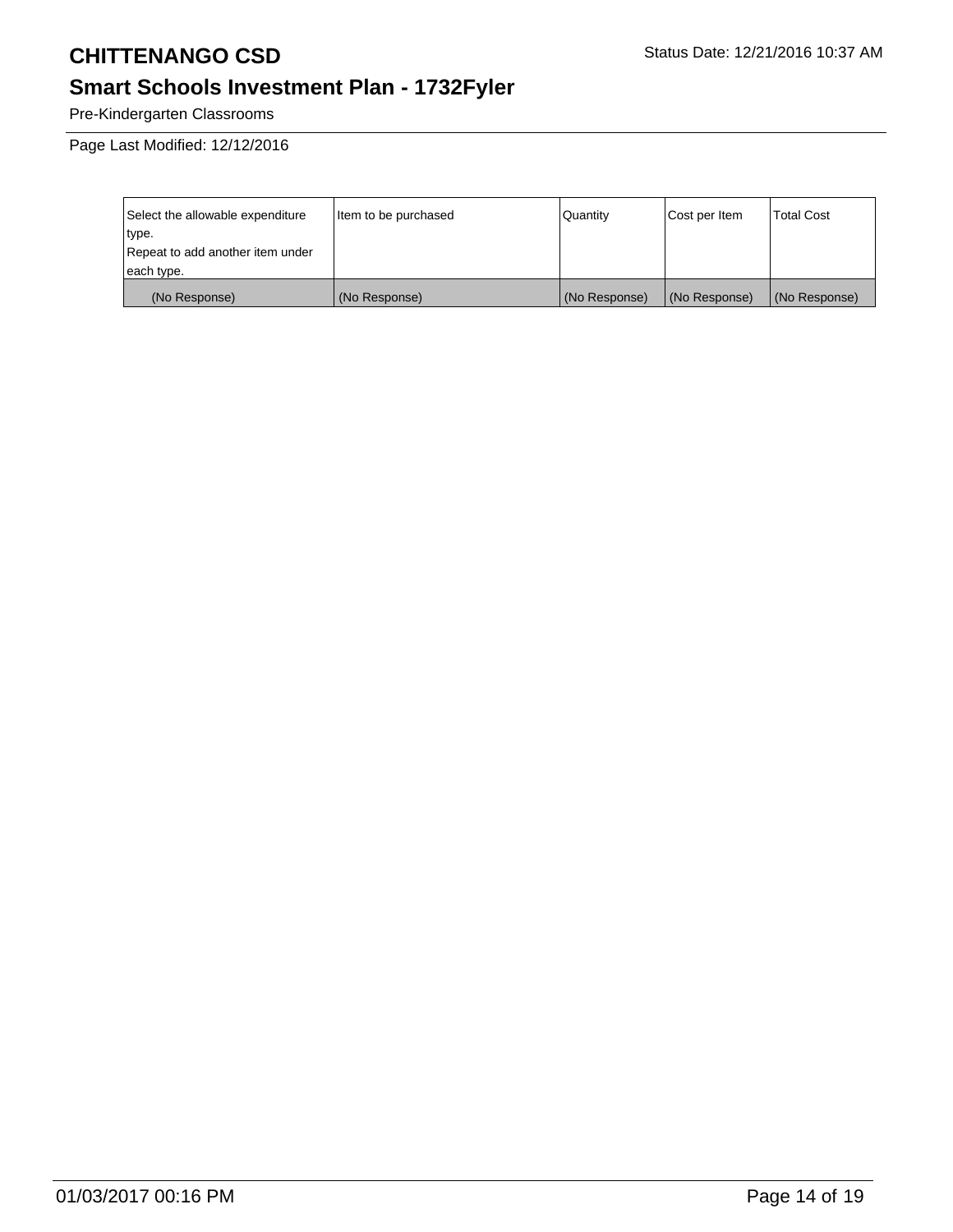Pre-Kindergarten Classrooms

Page Last Modified: 12/12/2016

| Select the allowable expenditure type. Repeat to add another item under each type. | Item to be purchased | Quantity | Cost per Item | Total Cost |
| --- | --- | --- | --- | --- |
| (No Response) | (No Response) | (No Response) | (No Response) | (No Response) |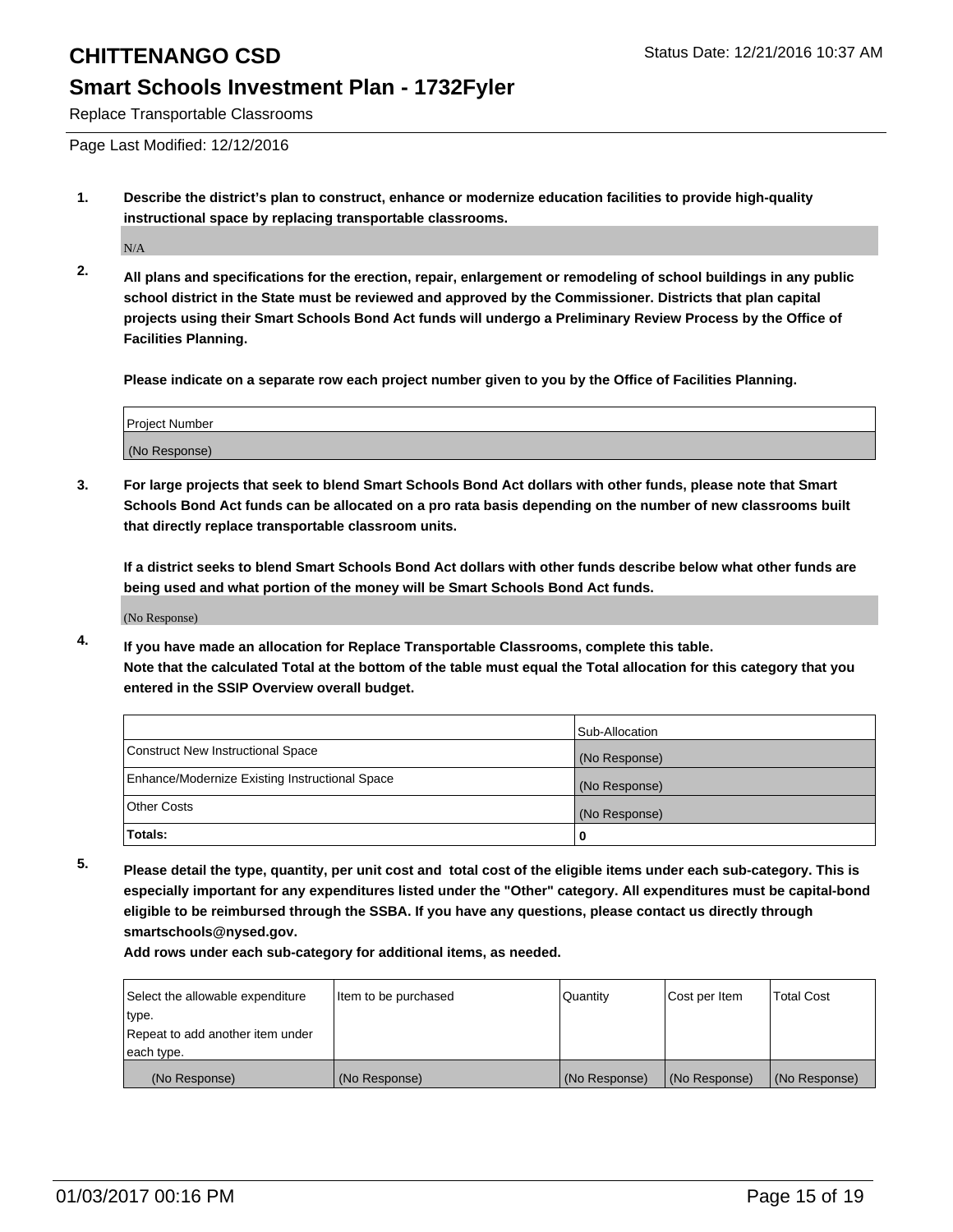# CHITTENANGO CSD

Status Date: 12/21/2016 10:37 AM

## Smart Schools Investment Plan - 1732Fyler

Replace Transportable Classrooms

Page Last Modified: 12/12/2016

**1. Describe the district's plan to construct, enhance or modernize education facilities to provide high-quality instructional space by replacing transportable classrooms.**

N/A

**2. All plans and specifications for the erection, repair, enlargement or remodeling of school buildings in any public school district in the State must be reviewed and approved by the Commissioner. Districts that plan capital projects using their Smart Schools Bond Act funds will undergo a Preliminary Review Process by the Office of Facilities Planning.**

**Please indicate on a separate row each project number given to you by the Office of Facilities Planning.**

| Project Number |
|---|
| (No Response) |

**3. For large projects that seek to blend Smart Schools Bond Act dollars with other funds, please note that Smart Schools Bond Act funds can be allocated on a pro rata basis depending on the number of new classrooms built that directly replace transportable classroom units.**

**If a district seeks to blend Smart Schools Bond Act dollars with other funds describe below what other funds are being used and what portion of the money will be Smart Schools Bond Act funds.**

(No Response)

**4. If you have made an allocation for Replace Transportable Classrooms, complete this table. Note that the calculated Total at the bottom of the table must equal the Total allocation for this category that you entered in the SSIP Overview overall budget.**

| | Sub-Allocation |
|---|---|
| Construct New Instructional Space | (No Response) |
| Enhance/Modernize Existing Instructional Space | (No Response) |
| Other Costs | (No Response) |
| **Totals:** | **0** |

**5. Please detail the type, quantity, per unit cost and total cost of the eligible items under each sub-category. This is especially important for any expenditures listed under the "Other" category. All expenditures must be capital-bond eligible to be reimbursed through the SSBA. If you have any questions, please contact us directly through smartschools@nysed.gov.**

**Add rows under each sub-category for additional items, as needed.**

| Select the allowable expenditure type. Repeat to add another item under each type. | Item to be purchased | Quantity | Cost per Item | Total Cost |
|---|---|---|---|---|
| (No Response) | (No Response) | (No Response) | (No Response) | (No Response) |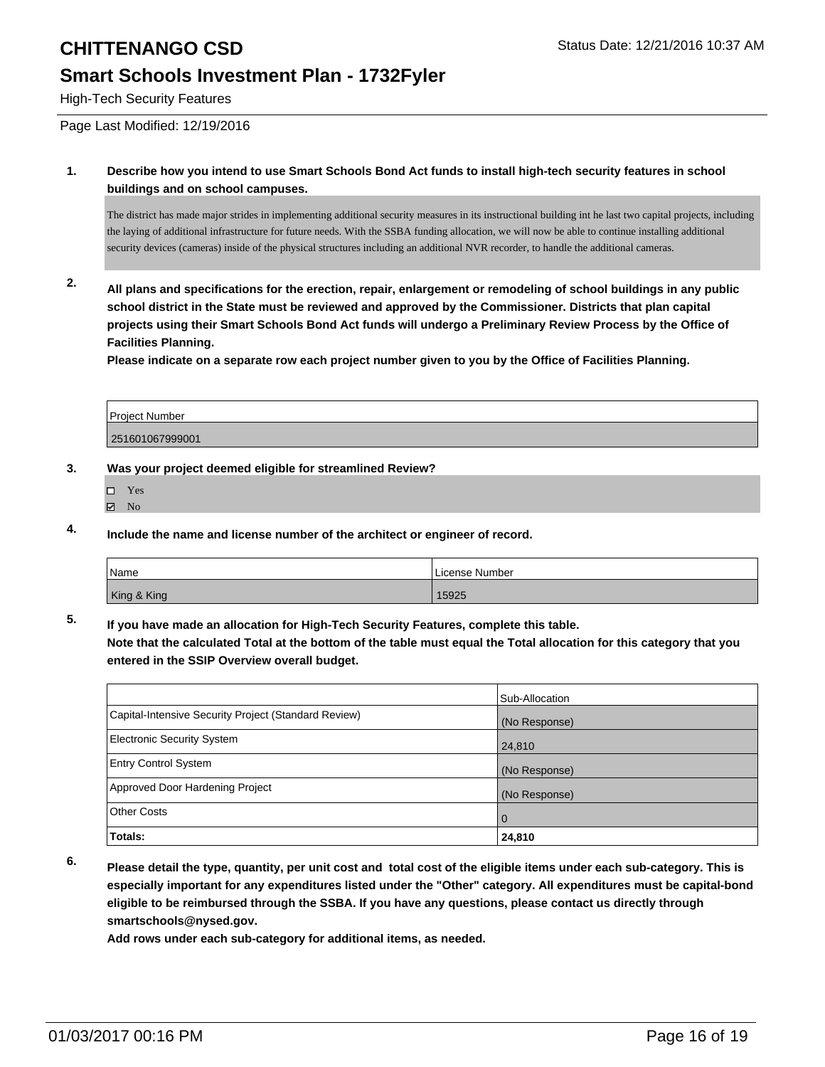# CHITTENANGO CSD

Status Date: 12/21/2016 10:37 AM

## Smart Schools Investment Plan - 1732Fyler

High-Tech Security Features

Page Last Modified: 12/19/2016

**1. Describe how you intend to use Smart Schools Bond Act funds to install high-tech security features in school buildings and on school campuses.**

The district has made major strides in implementing additional security measures in its instructional building int he last two capital projects, including the laying of additional infrastructure for future needs. With the SSBA funding allocation, we will now be able to continue installing additional security devices (cameras) inside of the physical structures including an additional NVR recorder, to handle the additional cameras.

**2. All plans and specifications for the erection, repair, enlargement or remodeling of school buildings in any public school district in the State must be reviewed and approved by the Commissioner. Districts that plan capital projects using their Smart Schools Bond Act funds will undergo a Preliminary Review Process by the Office of Facilities Planning.**

**Please indicate on a separate row each project number given to you by the Office of Facilities Planning.**

| Project Number |
|---|
| 251601067999001 |

**3. Was your project deemed eligible for streamlined Review?**

- ☐ Yes
- ☑ No

**4. Include the name and license number of the architect or engineer of record.**

| Name | License Number |
|---|---|
| King & King | 15925 |

**5. If you have made an allocation for High-Tech Security Features, complete this table.**
**Note that the calculated Total at the bottom of the table must equal the Total allocation for this category that you entered in the SSIP Overview overall budget.**

| | Sub-Allocation |
|---|---|
| Capital-Intensive Security Project (Standard Review) | (No Response) |
| Electronic Security System | 24,810 |
| Entry Control System | (No Response) |
| Approved Door Hardening Project | (No Response) |
| Other Costs | 0 |
| **Totals:** | **24,810** |

**6. Please detail the type, quantity, per unit cost and total cost of the eligible items under each sub-category. This is especially important for any expenditures listed under the "Other" category. All expenditures must be capital-bond eligible to be reimbursed through the SSBA. If you have any questions, please contact us directly through smartschools@nysed.gov.**

**Add rows under each sub-category for additional items, as needed.**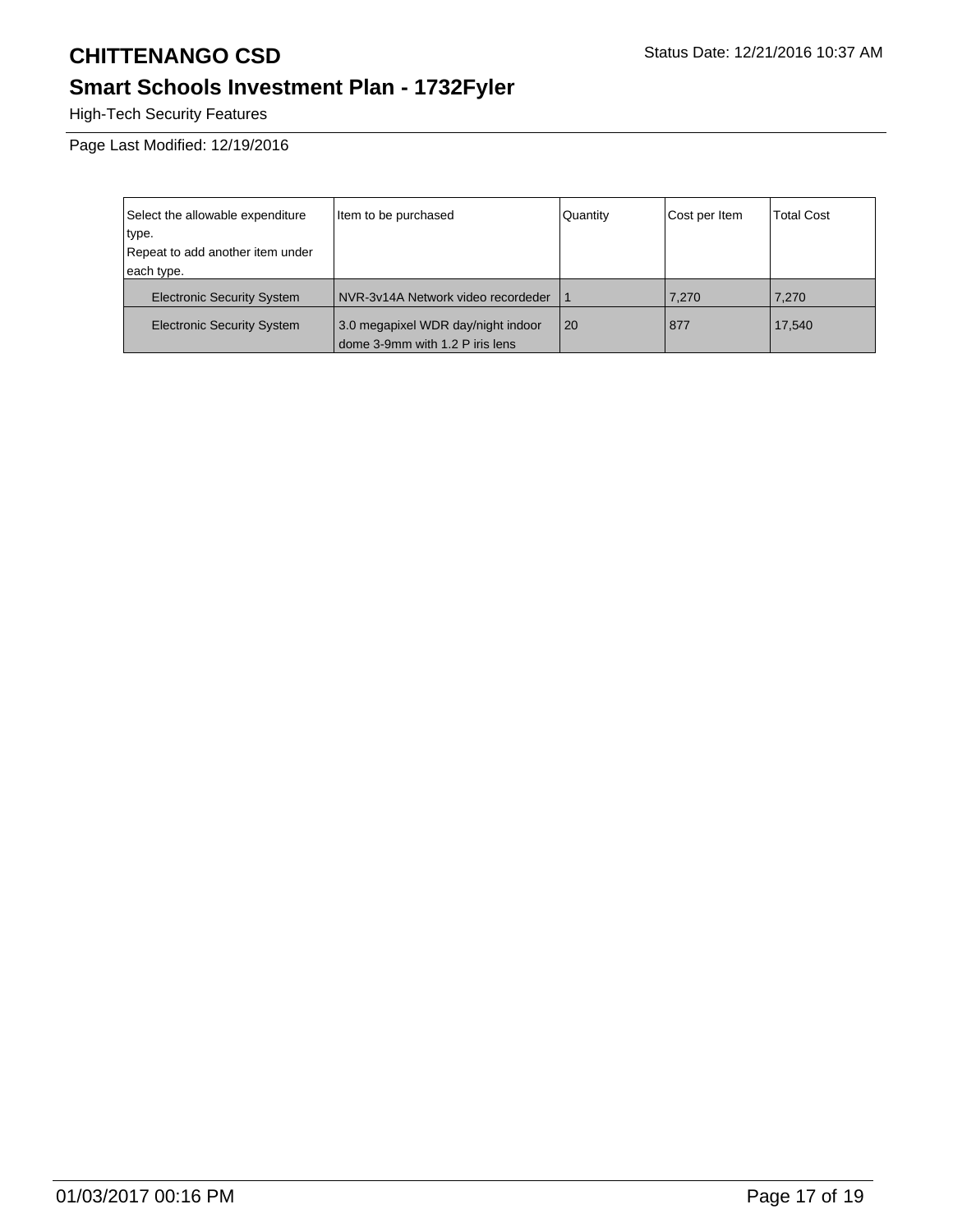# CHITTENANGO CSD

Status Date: 12/21/2016 10:37 AM

## Smart Schools Investment Plan - 1732Fyler

High-Tech Security Features

Page Last Modified: 12/19/2016

| Select the allowable expenditure type. Repeat to add another item under each type. | Item to be purchased | Quantity | Cost per Item | Total Cost |
|---|---|---|---|---|
| Electronic Security System | NVR-3v14A Network video recordeder | 1 | 7,270 | 7,270 |
| Electronic Security System | 3.0 megapixel WDR day/night indoor dome 3-9mm with 1.2 P iris lens | 20 | 877 | 17,540 |